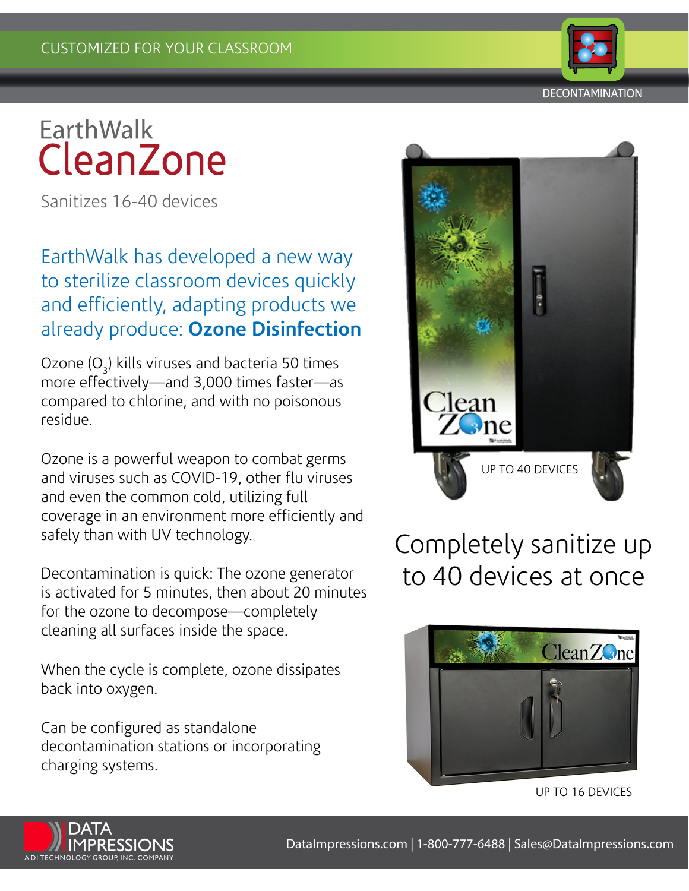CUSTOMIZED FOR YOUR CLASSROOM

DECONTAMINATION

# EarthWalk CleanZone

Sanitizes 16-40 devices

## EarthWalk has developed a new way to sterilize classroom devices quickly and efficiently, adapting products we already produce: **Ozone Disinfection**

Ozone ($O_3$) kills viruses and bacteria 50 times more effectively—and 3,000 times faster—as compared to chlorine, and with no poisonous residue.

Ozone is a powerful weapon to combat germs and viruses such as COVID-19, other flu viruses and even the common cold, utilizing full coverage in an environment more efficiently and safely than with UV technology.

Decontamination is quick: The ozone generator is activated for 5 minutes, then about 20 minutes for the ozone to decompose—completely cleaning all surfaces inside the space.

When the cycle is complete, ozone dissipates back into oxygen.

Can be configured as standalone decontamination stations or incorporating charging systems.

UP TO 40 DEVICES

## Completely sanitize up to 40 devices at once

UP TO 16 DEVICES

DATA IMPRESSIONS
A DI TECHNOLOGY GROUP, INC. COMPANY

DataImpressions.com | 1-800-777-6488 | Sales@DataImpressions.com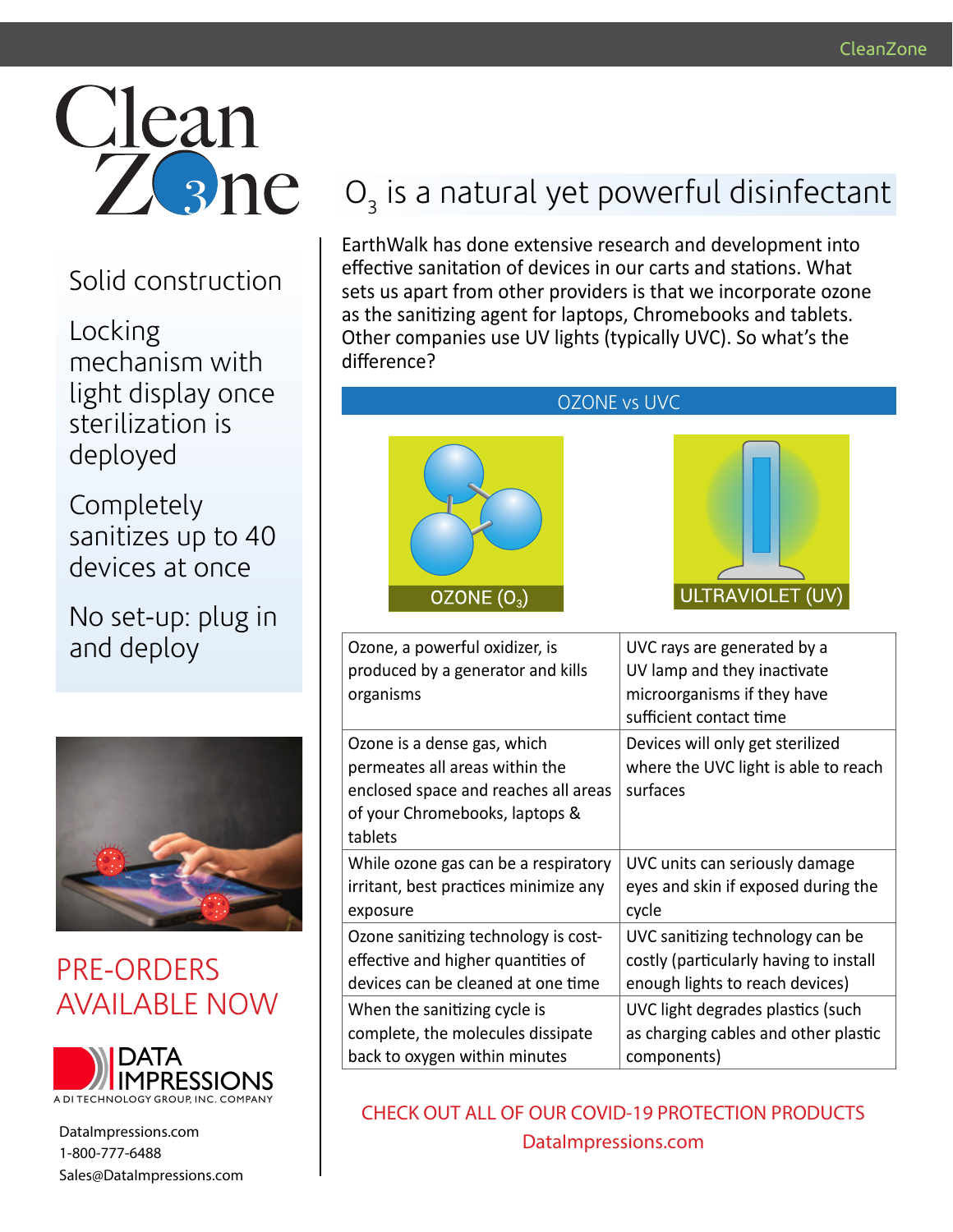# CleanZ$O_3$ne

Solid construction

Locking mechanism with light display once sterilization is deployed

Completely sanitizes up to 40 devices at once

No set-up: plug in and deploy

PRE-ORDERS AVAILABLE NOW

DATA IMPRESSIONS
A DI TECHNOLOGY GROUP, INC. COMPANY

DataImpressions.com
1-800-777-6488
Sales@DataImpressions.com

## $O_3$ is a natural yet powerful disinfectant

EarthWalk has done extensive research and development into effective sanitation of devices in our carts and stations. What sets us apart from other providers is that we incorporate ozone as the sanitizing agent for laptops, Chromebooks and tablets. Other companies use UV lights (typically UVC). So what's the difference?

### OZONE vs UVC

| OZONE ($O_3$) | ULTRAVIOLET (UV) |
| --- | --- |
| Ozone, a powerful oxidizer, is produced by a generator and kills organisms | UVC rays are generated by a UV lamp and they inactivate microorganisms if they have sufficient contact time |
| Ozone is a dense gas, which permeates all areas within the enclosed space and reaches all areas of your Chromebooks, laptops & tablets | Devices will only get sterilized where the UVC light is able to reach surfaces |
| While ozone gas can be a respiratory irritant, best practices minimize any exposure | UVC units can seriously damage eyes and skin if exposed during the cycle |
| Ozone sanitizing technology is cost-effective and higher quantities of devices can be cleaned at one time | UVC sanitizing technology can be costly (particularly having to install enough lights to reach devices) |
| When the sanitizing cycle is complete, the molecules dissipate back to oxygen within minutes | UVC light degrades plastics (such as charging cables and other plastic components) |

CHECK OUT ALL OF OUR COVID-19 PROTECTION PRODUCTS
DataImpressions.com